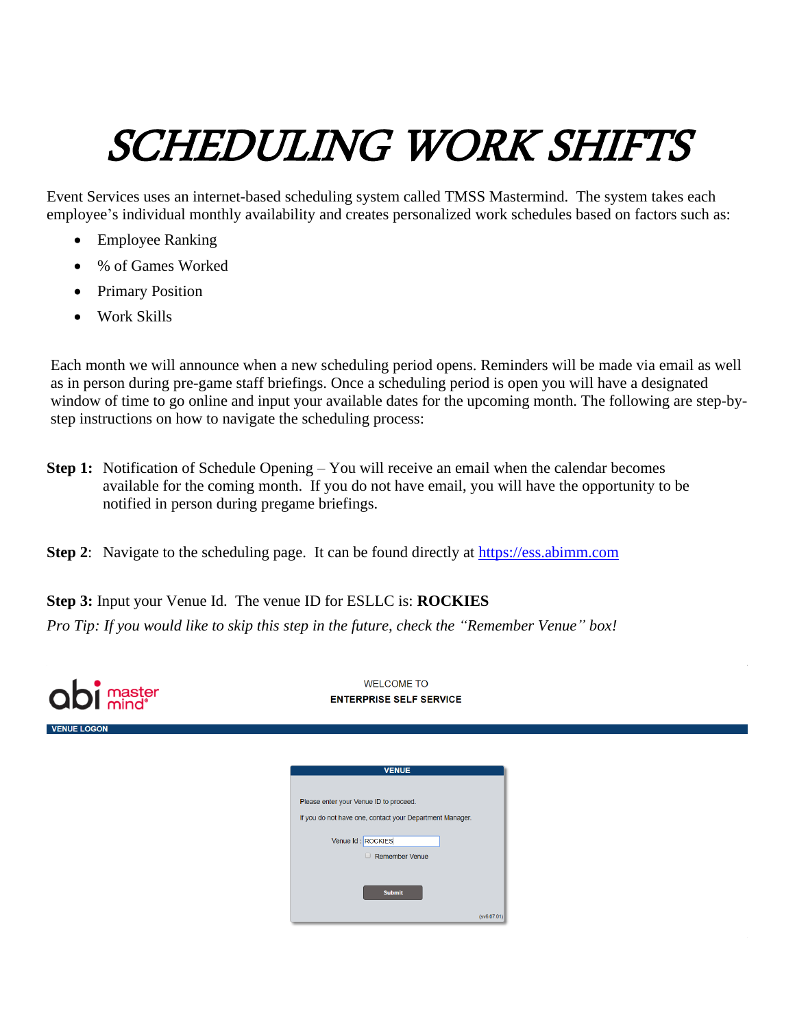# SCHEDULING WORK SHIFTS

Event Services uses an internet-based scheduling system called TMSS Mastermind. The system takes each employee's individual monthly availability and creates personalized work schedules based on factors such as:

- Employee Ranking
- % of Games Worked
- Primary Position
- Work Skills

Each month we will announce when a new scheduling period opens. Reminders will be made via email as well as in person during pre-game staff briefings. Once a scheduling period is open you will have a designated window of time to go online and input your available dates for the upcoming month. The following are step-by-step instructions on how to navigate the scheduling process:

**Step 1:** Notification of Schedule Opening – You will receive an email when the calendar becomes available for the coming month. If you do not have email, you will have the opportunity to be notified in person during pregame briefings.

**Step 2**: Navigate to the scheduling page. It can be found directly at [https://ess.abimm.com](https://ess.abimm.com)

**Step 3:** Input your Venue Id. The venue ID for ESLLC is: **ROCKIES**

*Pro Tip: If you would like to skip this step in the future, check the "Remember Venue" box!*

abi master mind®

WELCOME TO
ENTERPRISE SELF SERVICE

VENUE LOGON

VENUE

Please enter your Venue ID to proceed.

If you do not have one, contact your Department Manager.

Venue Id : ROCKIES

Remember Venue

Submit

(sv6.07.01)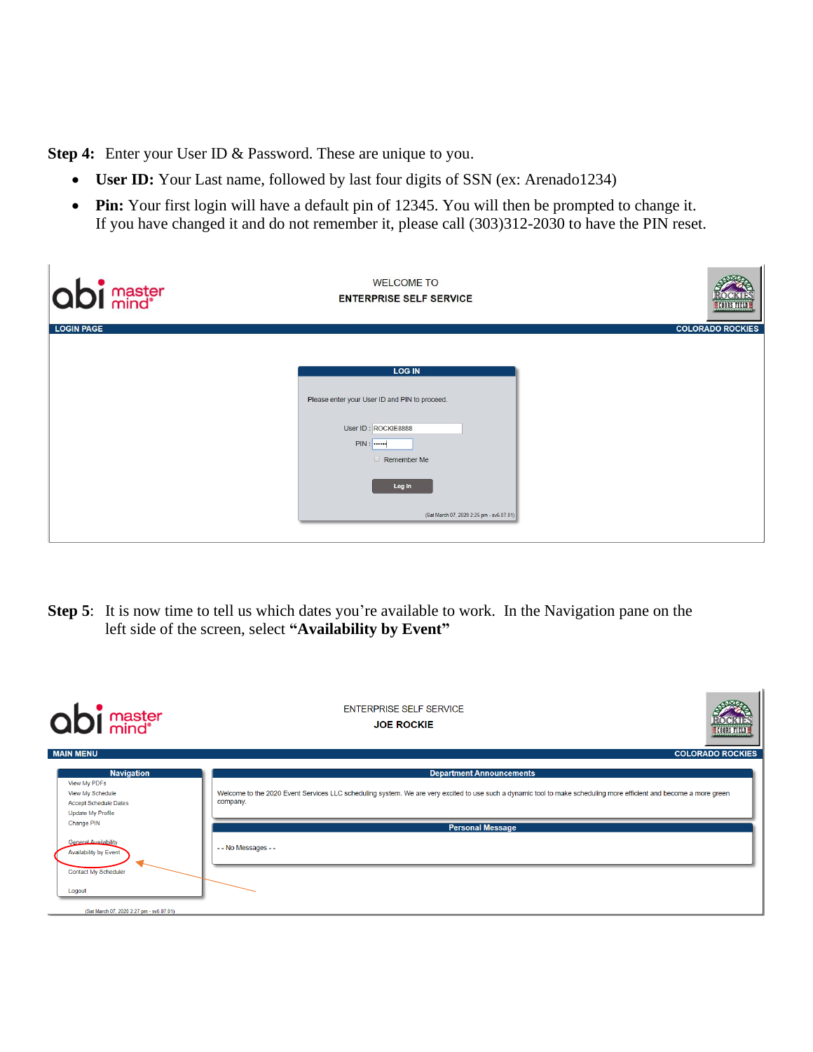**Step 4:** Enter your User ID & Password. These are unique to you.

- **User ID:** Your Last name, followed by last four digits of SSN (ex: Arenado1234)
- **Pin:** Your first login will have a default pin of 12345. You will then be prompted to change it. If you have changed it and do not remember it, please call (303)312-2030 to have the PIN reset.

WELCOME TO
ENTERPRISE SELF SERVICE

LOGIN PAGE — COLORADO ROCKIES

LOG IN

Please enter your User ID and PIN to proceed.

User ID : ROCKIE8888
PIN : ••••••
Remember Me

Log In

(Sat March 07, 2020 2:25 pm - sv6.07.01)

**Step 5**: It is now time to tell us which dates you're available to work. In the Navigation pane on the left side of the screen, select **"Availability by Event"**

ENTERPRISE SELF SERVICE
JOE ROCKIE

MAIN MENU — COLORADO ROCKIES

**Navigation**

- View My PDFs
- View My Schedule
- Accept Schedule Dates
- Update My Profile
- Change PIN
- General Availability
- Availability by Event
- Contact My Scheduler
- Logout

**Department Announcements**

Welcome to the 2020 Event Services LLC scheduling system. We are very excited to use such a dynamic tool to make scheduling more efficient and become a more green company.

**Personal Message**

- - No Messages - -

(Sat March 07, 2020 2:27 pm - sv6.07.01)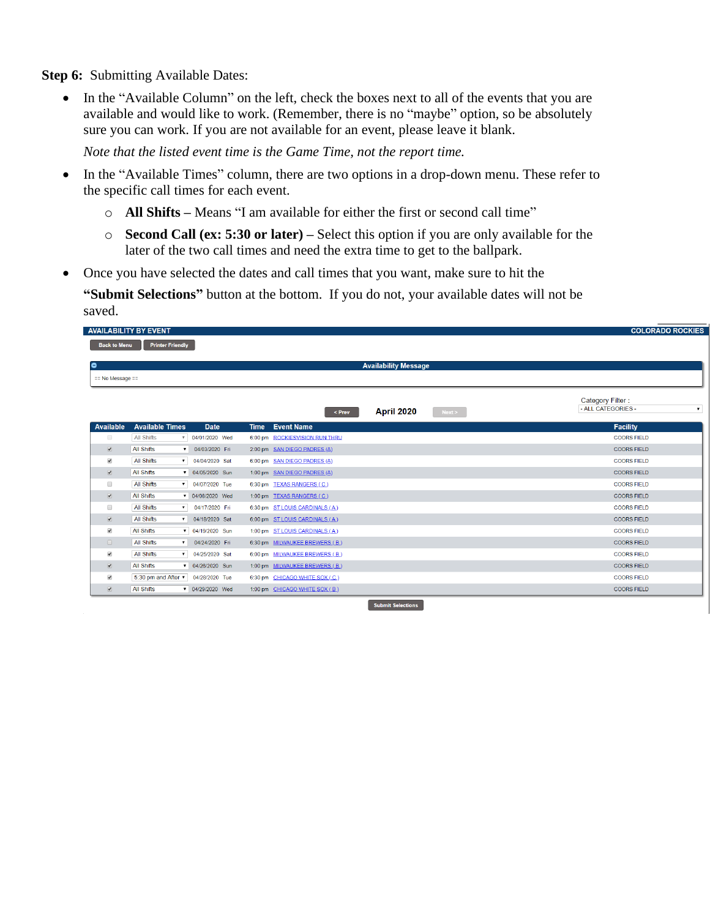**Step 6:** Submitting Available Dates:

- In the "Available Column" on the left, check the boxes next to all of the events that you are available and would like to work. (Remember, there is no "maybe" option, so be absolutely sure you can work. If you are not available for an event, please leave it blank.

  *Note that the listed event time is the Game Time, not the report time.*

- In the "Available Times" column, there are two options in a drop-down menu. These refer to the specific call times for each event.
  - **All Shifts** – Means "I am available for either the first or second call time"
  - **Second Call (ex: 5:30 or later)** – Select this option if you are only available for the later of the two call times and need the extra time to get to the ballpark.

- Once you have selected the dates and call times that you want, make sure to hit the **"Submit Selections"** button at the bottom. If you do not, your available dates will not be saved.

AVAILABILITY BY EVENT — COLORADO ROCKIES

Back to Menu | Printer Friendly

Availability Message

== No Message ==

< Prev — April 2020 — Next >

Category Filter : - ALL CATEGORIES -

| Available | Available Times | Date | Time | Event Name | Facility |
|---|---|---|---|---|---|
| ☐ | All Shifts | 04/01/2020 Wed | 6:00 pm | ROCKIESVISION RUN THRU | COORS FIELD |
| ☑ | All Shifts | 04/03/2020 Fri | 2:00 pm | SAN DIEGO PADRES (A) | COORS FIELD |
| ☑ | All Shifts | 04/04/2020 Sat | 6:00 pm | SAN DIEGO PADRES (A) | COORS FIELD |
| ☑ | All Shifts | 04/05/2020 Sun | 1:00 pm | SAN DIEGO PADRES (A) | COORS FIELD |
| ☐ | All Shifts | 04/07/2020 Tue | 6:30 pm | TEXAS RANGERS ( C ) | COORS FIELD |
| ☑ | All Shifts | 04/08/2020 Wed | 1:00 pm | TEXAS RANGERS ( C ) | COORS FIELD |
| ☐ | All Shifts | 04/17/2020 Fri | 6:30 pm | ST LOUIS CARDINALS ( A ) | COORS FIELD |
| ☑ | All Shifts | 04/18/2020 Sat | 6:00 pm | ST LOUIS CARDINALS ( A ) | COORS FIELD |
| ☑ | All Shifts | 04/19/2020 Sun | 1:00 pm | ST LOUIS CARDINALS ( A ) | COORS FIELD |
| ☐ | All Shifts | 04/24/2020 Fri | 6:30 pm | MILWAUKEE BREWERS ( B ) | COORS FIELD |
| ☑ | All Shifts | 04/25/2020 Sat | 6:00 pm | MILWAUKEE BREWERS ( B ) | COORS FIELD |
| ☑ | All Shifts | 04/26/2020 Sun | 1:00 pm | MILWAUKEE BREWERS ( B ) | COORS FIELD |
| ☑ | 5:30 pm and After | 04/28/2020 Tue | 6:30 pm | CHICAGO WHITE SOX ( C ) | COORS FIELD |
| ☑ | All Shifts | 04/29/2020 Wed | 1:00 pm | CHICAGO WHITE SOX ( B ) | COORS FIELD |

Submit Selections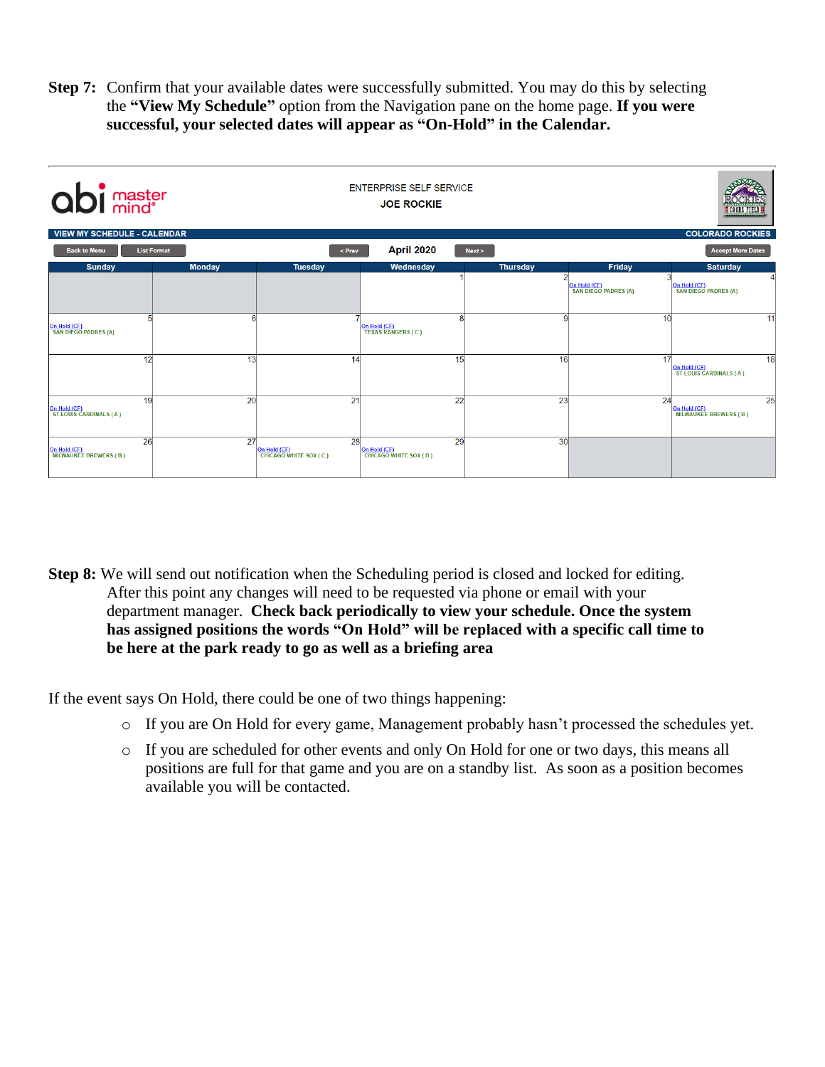**Step 7:** Confirm that your available dates were successfully submitted. You may do this by selecting the **"View My Schedule"** option from the Navigation pane on the home page. **If you were successful, your selected dates will appear as "On-Hold" in the Calendar.**

abi master mind

ENTERPRISE SELF SERVICE

JOE ROCKIE

VIEW MY SCHEDULE - CALENDAR

COLORADO ROCKIES

Back to Menu | List Format | < Prev | April 2020 | Next > | Accept More Dates

| Sunday | Monday | Tuesday | Wednesday | Thursday | Friday | Saturday |
|---|---|---|---|---|---|---|
| | | | 1 | 2 | 3 On Hold (CF) SAN DIEGO PADRES (A) | 4 On Hold (CF) SAN DIEGO PADRES (A) |
| 5 On Hold (CF) SAN DIEGO PADRES (A) | 6 | 7 | 8 On Hold (CF) TEXAS RANGERS ( C ) | 9 | 10 | 11 |
| 12 | 13 | 14 | 15 | 16 | 17 | 18 On Hold (CF) ST LOUIS CARDINALS ( A ) |
| 19 On Hold (CF) ST LOUIS CARDINALS ( A ) | 20 | 21 | 22 | 23 | 24 | 25 On Hold (CF) MILWAUKEE BREWERS ( B ) |
| 26 On Hold (CF) MILWAUKEE BREWERS ( B ) | 27 | 28 On Hold (CF) CHICAGO WHITE SOX ( C ) | 29 On Hold (CF) CHICAGO WHITE SOX ( B ) | 30 | | |

**Step 8:** We will send out notification when the Scheduling period is closed and locked for editing. After this point any changes will need to be requested via phone or email with your department manager. **Check back periodically to view your schedule. Once the system has assigned positions the words "On Hold" will be replaced with a specific call time to be here at the park ready to go as well as a briefing area**

If the event says On Hold, there could be one of two things happening:

- If you are On Hold for every game, Management probably hasn't processed the schedules yet.
- If you are scheduled for other events and only On Hold for one or two days, this means all positions are full for that game and you are on a standby list. As soon as a position becomes available you will be contacted.